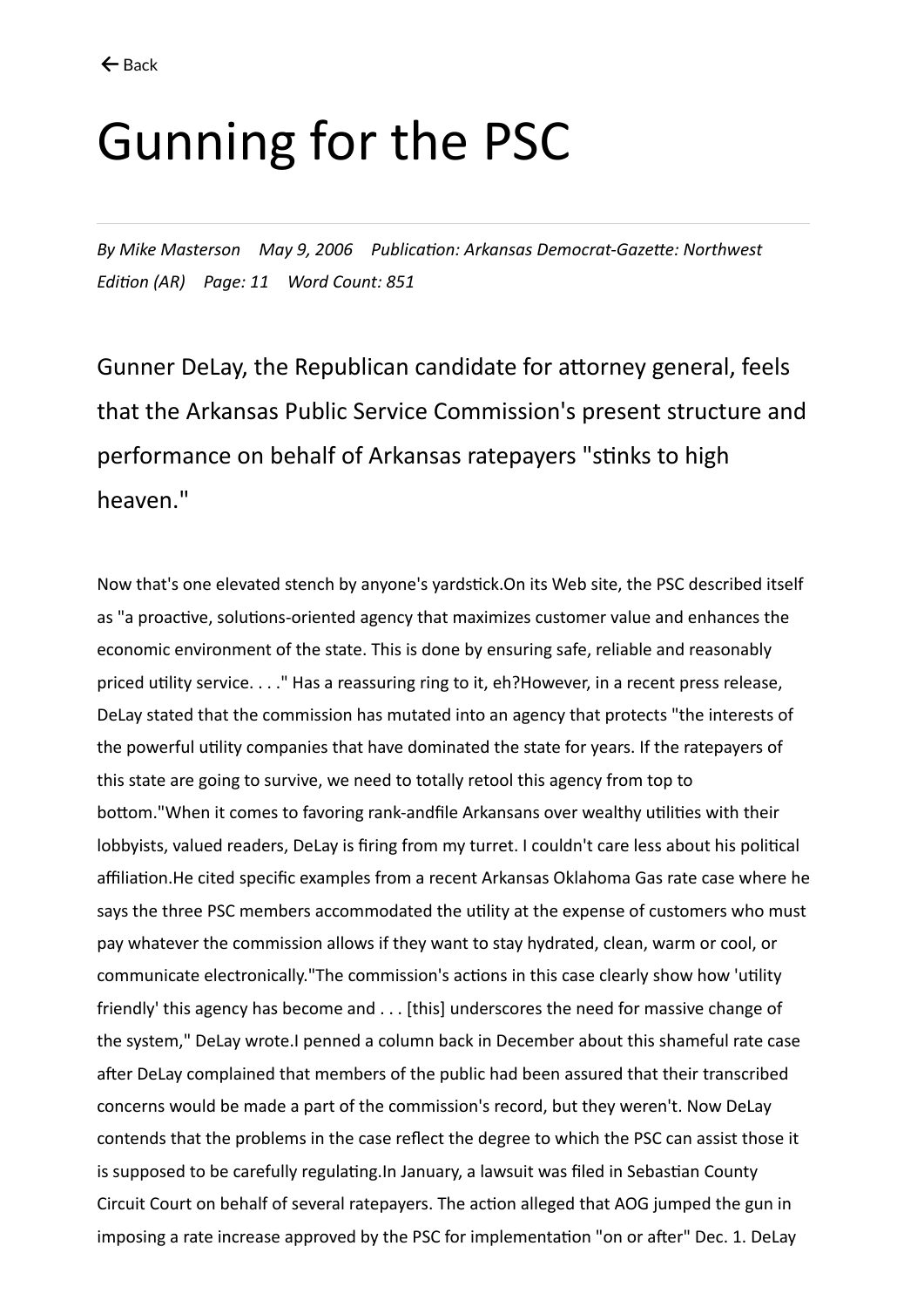← Back

# Gunning for the PSC

*By Mike Masterson May 9, 2006 Publication: Arkansas Democrat-Gazette: Northwest Edition (AR) Page: 11 Word Count: 851*

Gunner DeLay, the Republican candidate for attorney general, feels that the Arkansas Public Service Commission's present structure and performance on behalf of Arkansas ratepayers "stinks to high heaven."

Now that's one elevated stench by anyone's yardstick.On its Web site, the PSC described itself as "a proactive, solutions-oriented agency that maximizes customer value and enhances the economic environment of the state. This is done by ensuring safe, reliable and reasonably priced utility service. . . ." Has a reassuring ring to it, eh?However, in a recent press release, DeLay stated that the commission has mutated into an agency that protects "the interests of the powerful utility companies that have dominated the state for years. If the ratepayers of this state are going to survive, we need to totally retool this agency from top to bottom."When it comes to favoring rank-andfile Arkansans over wealthy utilities with their lobbyists, valued readers, DeLay is firing from my turret. I couldn't care less about his political affiliation.He cited specific examples from a recent Arkansas Oklahoma Gas rate case where he says the three PSC members accommodated the utility at the expense of customers who must pay whatever the commission allows if they want to stay hydrated, clean, warm or cool, or communicate electronically."The commission's actions in this case clearly show how 'utility friendly' this agency has become and . . . [this] underscores the need for massive change of the system," DeLay wrote.I penned a column back in December about this shameful rate case after DeLay complained that members of the public had been assured that their transcribed concerns would be made a part of the commission's record, but they weren't. Now DeLay contends that the problems in the case reflect the degree to which the PSC can assist those it is supposed to be carefully regulating.In January, a lawsuit was filed in Sebastian County Circuit Court on behalf of several ratepayers. The action alleged that AOG jumped the gun in imposing a rate increase approved by the PSC for implementation "on or after" Dec. 1. DeLay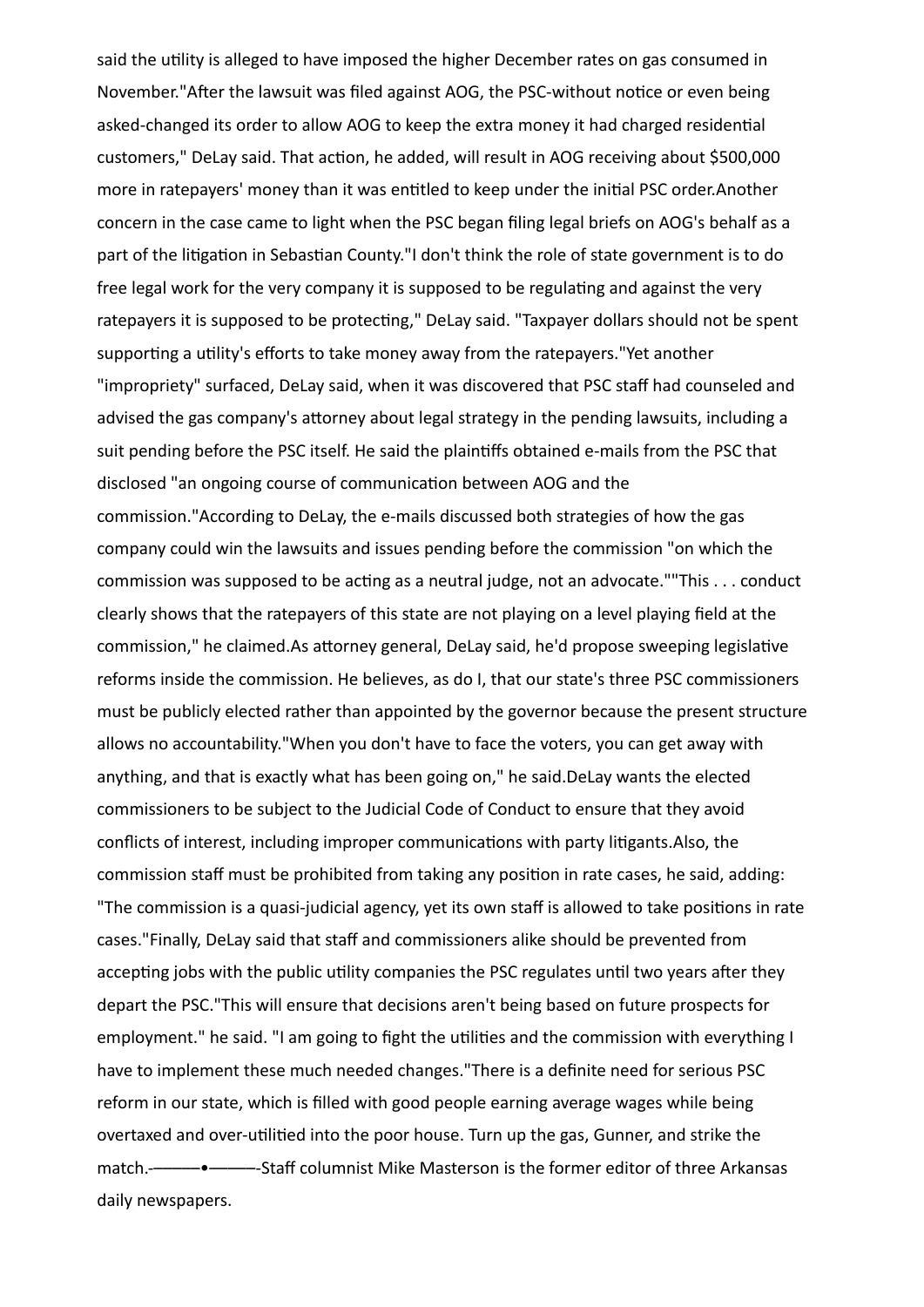said the utility is alleged to have imposed the higher December rates on gas consumed in November."After the lawsuit was filed against AOG, the PSC-without notice or even being asked-changed its order to allow AOG to keep the extra money it had charged residential customers," DeLay said. That action, he added, will result in AOG receiving about $500,000 more in ratepayers' money than it was entitled to keep under the initial PSC order.Another concern in the case came to light when the PSC began filing legal briefs on AOG's behalf as a part of the litigation in Sebastian County."I don't think the role of state government is to do free legal work for the very company it is supposed to be regulating and against the very ratepayers it is supposed to be protecting," DeLay said. "Taxpayer dollars should not be spent supporting a utility's efforts to take money away from the ratepayers."Yet another "impropriety" surfaced, DeLay said, when it was discovered that PSC staff had counseled and advised the gas company's attorney about legal strategy in the pending lawsuits, including a suit pending before the PSC itself. He said the plaintiffs obtained e-mails from the PSC that disclosed "an ongoing course of communication between AOG and the commission."According to DeLay, the e-mails discussed both strategies of how the gas company could win the lawsuits and issues pending before the commission "on which the commission was supposed to be acting as a neutral judge, not an advocate.""This . . . conduct clearly shows that the ratepayers of this state are not playing on a level playing field at the commission," he claimed.As attorney general, DeLay said, he'd propose sweeping legislative reforms inside the commission. He believes, as do I, that our state's three PSC commissioners must be publicly elected rather than appointed by the governor because the present structure allows no accountability."When you don't have to face the voters, you can get away with anything, and that is exactly what has been going on," he said.DeLay wants the elected commissioners to be subject to the Judicial Code of Conduct to ensure that they avoid conflicts of interest, including improper communications with party litigants.Also, the commission staff must be prohibited from taking any position in rate cases, he said, adding: "The commission is a quasi-judicial agency, yet its own staff is allowed to take positions in rate cases."Finally, DeLay said that staff and commissioners alike should be prevented from accepting jobs with the public utility companies the PSC regulates until two years after they depart the PSC."This will ensure that decisions aren't being based on future prospects for employment." he said. "I am going to fight the utilities and the commission with everything I have to implement these much needed changes."There is a definite need for serious PSC reform in our state, which is filled with good people earning average wages while being overtaxed and over-utilitied into the poor house. Turn up the gas, Gunner, and strike the match.-———•———-Staff columnist Mike Masterson is the former editor of three Arkansas daily newspapers.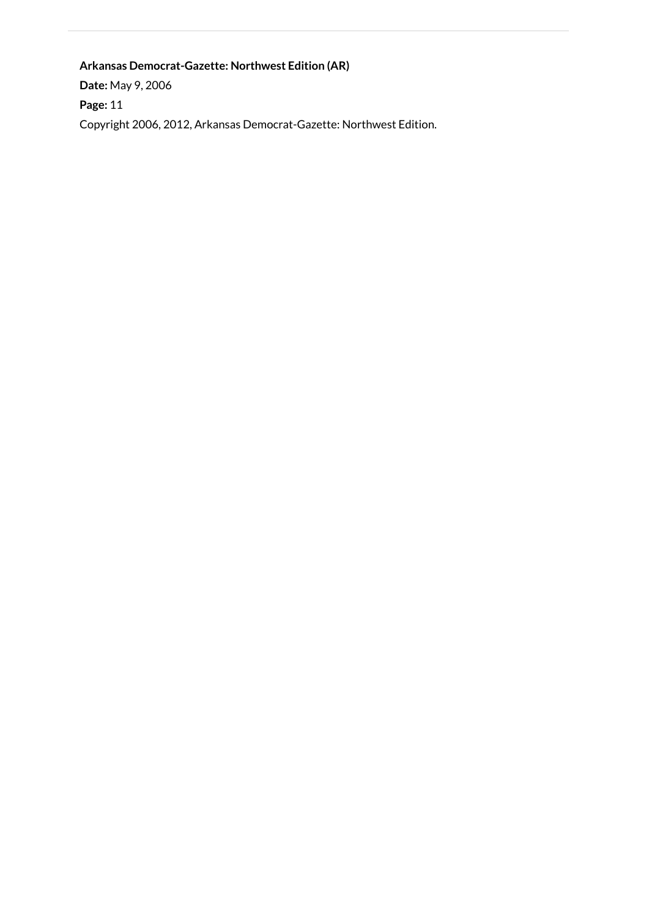**Arkansas Democrat-Gazette: Northwest Edition (AR)**

**Date:** May 9, 2006

**Page:** 11

Copyright 2006, 2012, Arkansas Democrat-Gazette: Northwest Edition.